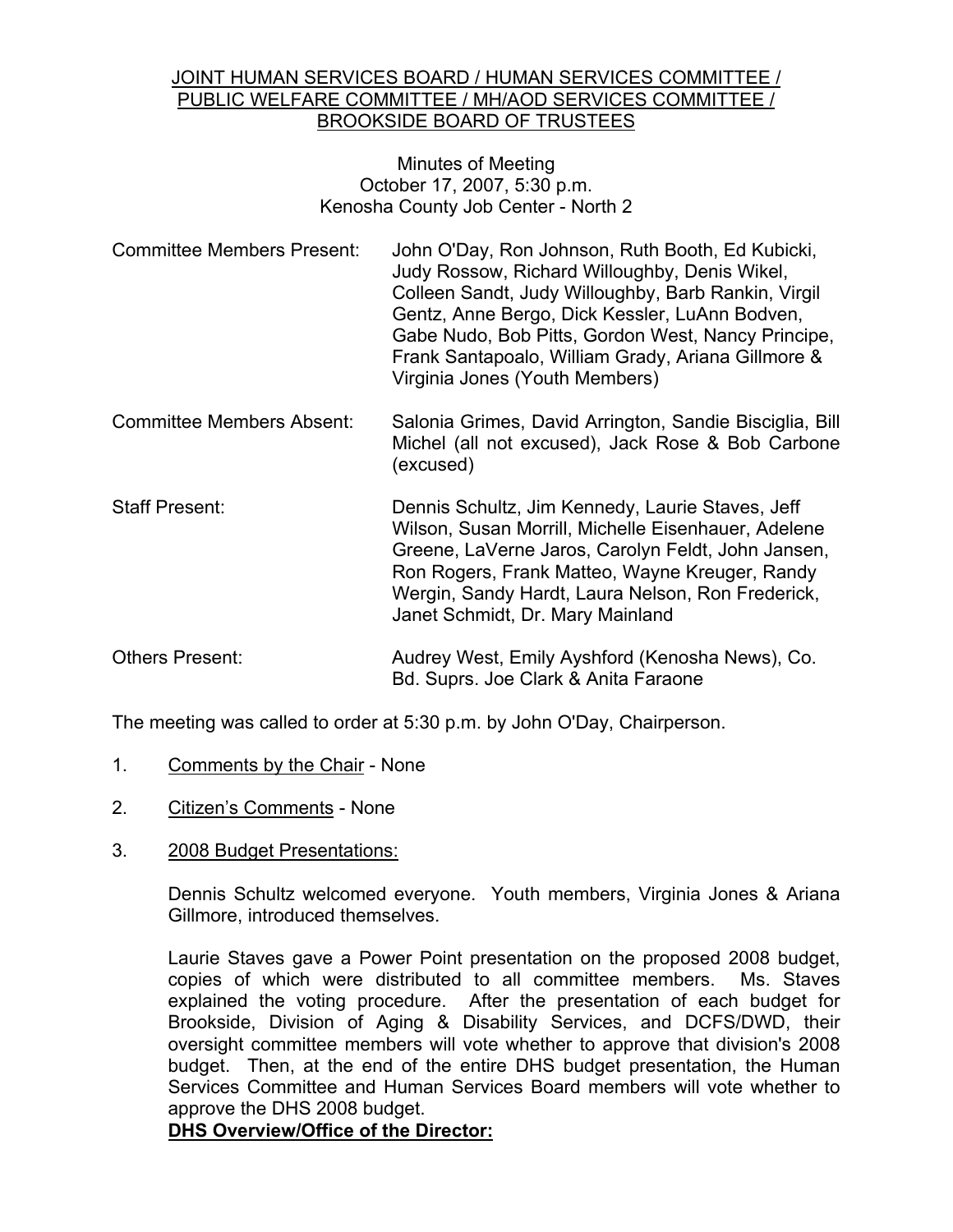# JOINT HUMAN SERVICES BOARD / HUMAN SERVICES COMMITTEE / PUBLIC WELFARE COMMITTEE / MH/AOD SERVICES COMMITTEE / BROOKSIDE BOARD OF TRUSTEES

Minutes of Meeting
October 17, 2007, 5:30 p.m.
Kenosha County Job Center - North 2

| | |
|---|---|
| Committee Members Present: | John O'Day, Ron Johnson, Ruth Booth, Ed Kubicki, Judy Rossow, Richard Willoughby, Denis Wikel, Colleen Sandt, Judy Willoughby, Barb Rankin, Virgil Gentz, Anne Bergo, Dick Kessler, LuAnn Bodven, Gabe Nudo, Bob Pitts, Gordon West, Nancy Principe, Frank Santapoalo, William Grady, Ariana Gillmore & Virginia Jones (Youth Members) |
| Committee Members Absent: | Salonia Grimes, David Arrington, Sandie Bisciglia, Bill Michel (all not excused), Jack Rose & Bob Carbone (excused) |
| Staff Present: | Dennis Schultz, Jim Kennedy, Laurie Staves, Jeff Wilson, Susan Morrill, Michelle Eisenhauer, Adelene Greene, LaVerne Jaros, Carolyn Feldt, John Jansen, Ron Rogers, Frank Matteo, Wayne Kreuger, Randy Wergin, Sandy Hardt, Laura Nelson, Ron Frederick, Janet Schmidt, Dr. Mary Mainland |
| Others Present: | Audrey West, Emily Ayshford (Kenosha News), Co. Bd. Suprs. Joe Clark & Anita Faraone |

The meeting was called to order at 5:30 p.m. by John O'Day, Chairperson.

1. Comments by the Chair - None

2. Citizen's Comments - None

3. 2008 Budget Presentations:

   Dennis Schultz welcomed everyone. Youth members, Virginia Jones & Ariana Gillmore, introduced themselves.

   Laurie Staves gave a Power Point presentation on the proposed 2008 budget, copies of which were distributed to all committee members. Ms. Staves explained the voting procedure. After the presentation of each budget for Brookside, Division of Aging & Disability Services, and DCFS/DWD, their oversight committee members will vote whether to approve that division's 2008 budget. Then, at the end of the entire DHS budget presentation, the Human Services Committee and Human Services Board members will vote whether to approve the DHS 2008 budget.

   **DHS Overview/Office of the Director:**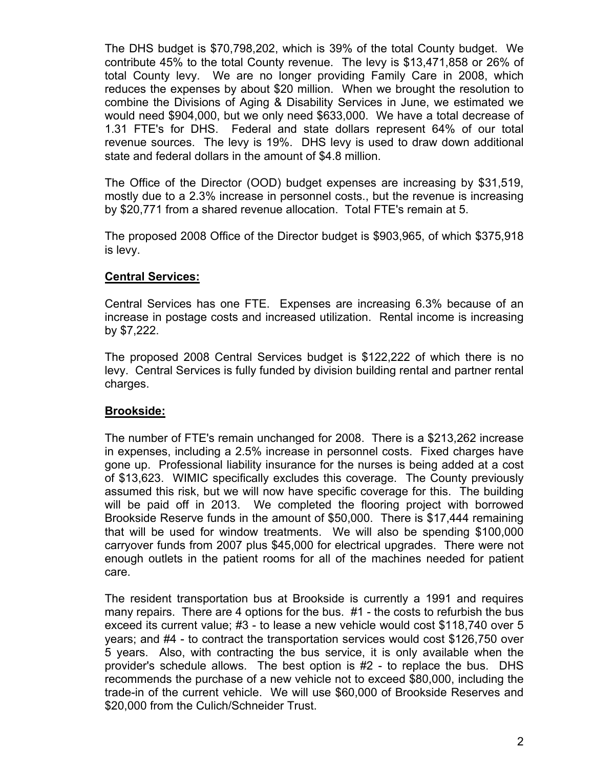The DHS budget is $70,798,202, which is 39% of the total County budget. We contribute 45% to the total County revenue. The levy is $13,471,858 or 26% of total County levy. We are no longer providing Family Care in 2008, which reduces the expenses by about $20 million. When we brought the resolution to combine the Divisions of Aging & Disability Services in June, we estimated we would need $904,000, but we only need $633,000. We have a total decrease of 1.31 FTE's for DHS. Federal and state dollars represent 64% of our total revenue sources. The levy is 19%. DHS levy is used to draw down additional state and federal dollars in the amount of $4.8 million.

The Office of the Director (OOD) budget expenses are increasing by $31,519, mostly due to a 2.3% increase in personnel costs., but the revenue is increasing by $20,771 from a shared revenue allocation. Total FTE's remain at 5.

The proposed 2008 Office of the Director budget is $903,965, of which $375,918 is levy.

**Central Services:**

Central Services has one FTE. Expenses are increasing 6.3% because of an increase in postage costs and increased utilization. Rental income is increasing by $7,222.

The proposed 2008 Central Services budget is $122,222 of which there is no levy. Central Services is fully funded by division building rental and partner rental charges.

**Brookside:**

The number of FTE's remain unchanged for 2008. There is a $213,262 increase in expenses, including a 2.5% increase in personnel costs. Fixed charges have gone up. Professional liability insurance for the nurses is being added at a cost of $13,623. WIMIC specifically excludes this coverage. The County previously assumed this risk, but we will now have specific coverage for this. The building will be paid off in 2013. We completed the flooring project with borrowed Brookside Reserve funds in the amount of $50,000. There is $17,444 remaining that will be used for window treatments. We will also be spending $100,000 carryover funds from 2007 plus $45,000 for electrical upgrades. There were not enough outlets in the patient rooms for all of the machines needed for patient care.

The resident transportation bus at Brookside is currently a 1991 and requires many repairs. There are 4 options for the bus. #1 - the costs to refurbish the bus exceed its current value; #3 - to lease a new vehicle would cost $118,740 over 5 years; and #4 - to contract the transportation services would cost $126,750 over 5 years. Also, with contracting the bus service, it is only available when the provider's schedule allows. The best option is #2 - to replace the bus. DHS recommends the purchase of a new vehicle not to exceed $80,000, including the trade-in of the current vehicle. We will use $60,000 of Brookside Reserves and $20,000 from the Culich/Schneider Trust.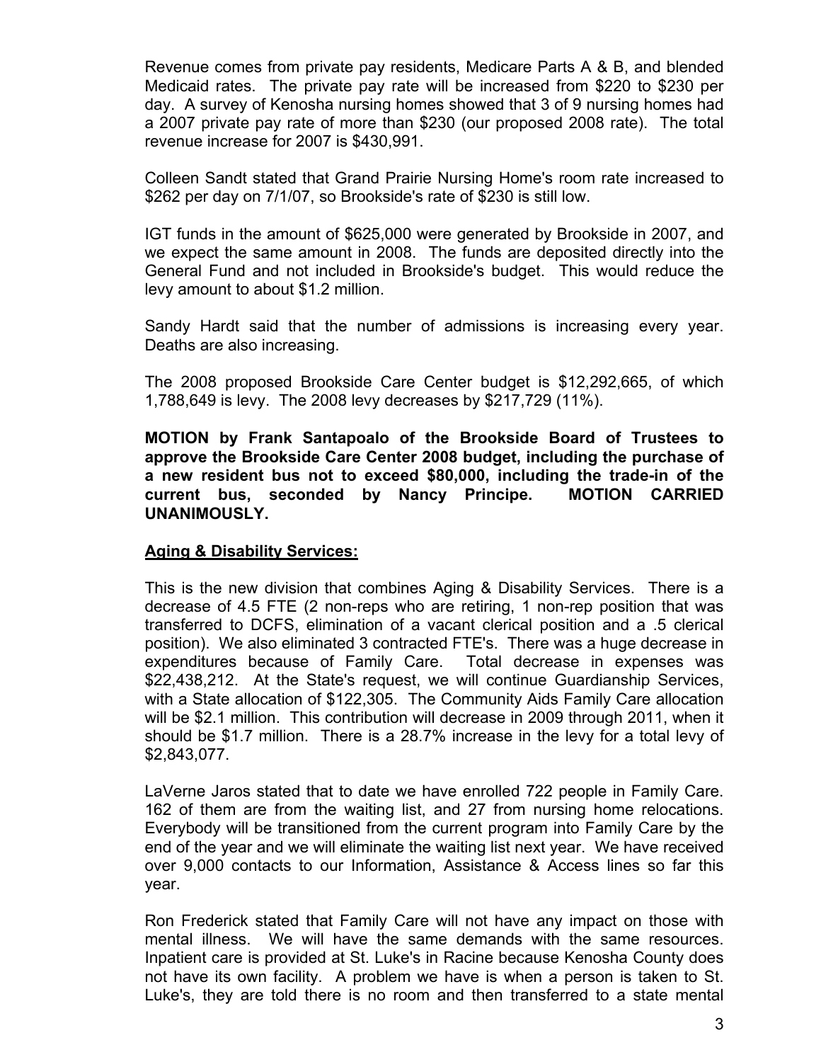Revenue comes from private pay residents, Medicare Parts A & B, and blended Medicaid rates. The private pay rate will be increased from $220 to $230 per day. A survey of Kenosha nursing homes showed that 3 of 9 nursing homes had a 2007 private pay rate of more than $230 (our proposed 2008 rate). The total revenue increase for 2007 is $430,991.

Colleen Sandt stated that Grand Prairie Nursing Home's room rate increased to $262 per day on 7/1/07, so Brookside's rate of $230 is still low.

IGT funds in the amount of $625,000 were generated by Brookside in 2007, and we expect the same amount in 2008. The funds are deposited directly into the General Fund and not included in Brookside's budget. This would reduce the levy amount to about $1.2 million.

Sandy Hardt said that the number of admissions is increasing every year. Deaths are also increasing.

The 2008 proposed Brookside Care Center budget is $12,292,665, of which 1,788,649 is levy. The 2008 levy decreases by $217,729 (11%).

**MOTION by Frank Santapoalo of the Brookside Board of Trustees to approve the Brookside Care Center 2008 budget, including the purchase of a new resident bus not to exceed $80,000, including the trade-in of the current bus, seconded by Nancy Principe. MOTION CARRIED UNANIMOUSLY.**

**Aging & Disability Services:**

This is the new division that combines Aging & Disability Services. There is a decrease of 4.5 FTE (2 non-reps who are retiring, 1 non-rep position that was transferred to DCFS, elimination of a vacant clerical position and a .5 clerical position). We also eliminated 3 contracted FTE's. There was a huge decrease in expenditures because of Family Care. Total decrease in expenses was $22,438,212. At the State's request, we will continue Guardianship Services, with a State allocation of $122,305. The Community Aids Family Care allocation will be $2.1 million. This contribution will decrease in 2009 through 2011, when it should be $1.7 million. There is a 28.7% increase in the levy for a total levy of $2,843,077.

LaVerne Jaros stated that to date we have enrolled 722 people in Family Care. 162 of them are from the waiting list, and 27 from nursing home relocations. Everybody will be transitioned from the current program into Family Care by the end of the year and we will eliminate the waiting list next year. We have received over 9,000 contacts to our Information, Assistance & Access lines so far this year.

Ron Frederick stated that Family Care will not have any impact on those with mental illness. We will have the same demands with the same resources. Inpatient care is provided at St. Luke's in Racine because Kenosha County does not have its own facility. A problem we have is when a person is taken to St. Luke's, they are told there is no room and then transferred to a state mental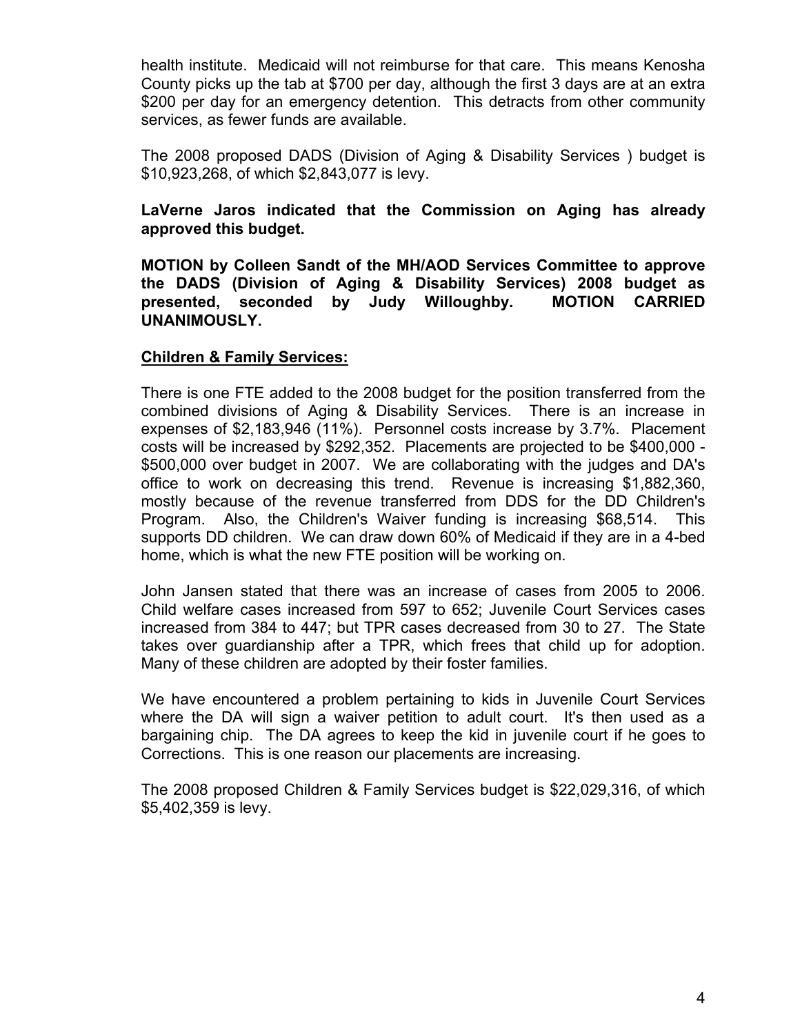health institute. Medicaid will not reimburse for that care. This means Kenosha County picks up the tab at $700 per day, although the first 3 days are at an extra $200 per day for an emergency detention. This detracts from other community services, as fewer funds are available.

The 2008 proposed DADS (Division of Aging & Disability Services ) budget is $10,923,268, of which $2,843,077 is levy.

**LaVerne Jaros indicated that the Commission on Aging has already approved this budget.**

**MOTION by Colleen Sandt of the MH/AOD Services Committee to approve the DADS (Division of Aging & Disability Services) 2008 budget as presented, seconded by Judy Willoughby. MOTION CARRIED UNANIMOUSLY.**

**Children & Family Services:**

There is one FTE added to the 2008 budget for the position transferred from the combined divisions of Aging & Disability Services. There is an increase in expenses of $2,183,946 (11%). Personnel costs increase by 3.7%. Placement costs will be increased by $292,352. Placements are projected to be $400,000 - $500,000 over budget in 2007. We are collaborating with the judges and DA's office to work on decreasing this trend. Revenue is increasing $1,882,360, mostly because of the revenue transferred from DDS for the DD Children's Program. Also, the Children's Waiver funding is increasing $68,514. This supports DD children. We can draw down 60% of Medicaid if they are in a 4-bed home, which is what the new FTE position will be working on.

John Jansen stated that there was an increase of cases from 2005 to 2006. Child welfare cases increased from 597 to 652; Juvenile Court Services cases increased from 384 to 447; but TPR cases decreased from 30 to 27. The State takes over guardianship after a TPR, which frees that child up for adoption. Many of these children are adopted by their foster families.

We have encountered a problem pertaining to kids in Juvenile Court Services where the DA will sign a waiver petition to adult court. It's then used as a bargaining chip. The DA agrees to keep the kid in juvenile court if he goes to Corrections. This is one reason our placements are increasing.

The 2008 proposed Children & Family Services budget is $22,029,316, of which $5,402,359 is levy.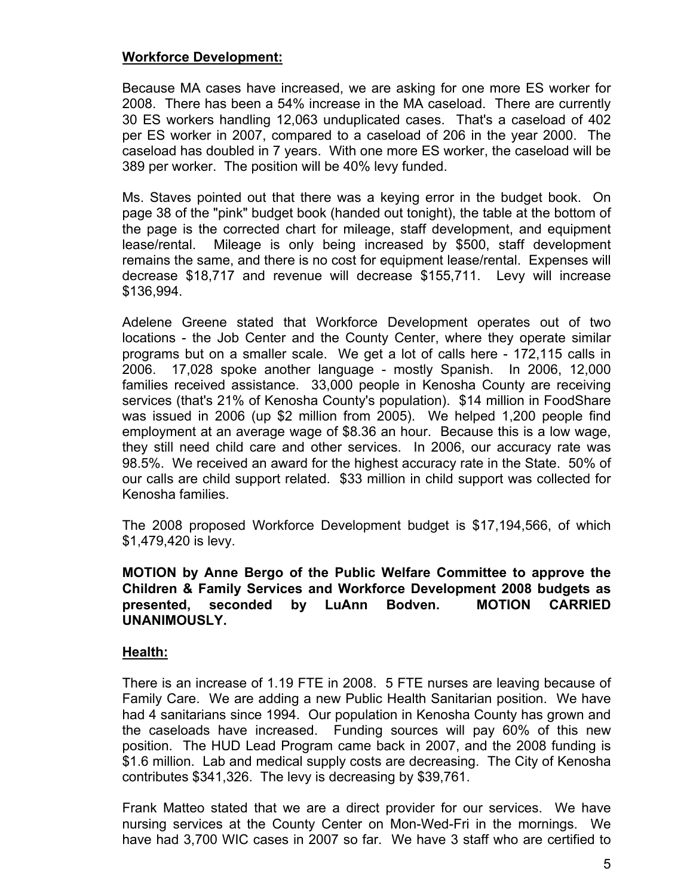**Workforce Development:**

Because MA cases have increased, we are asking for one more ES worker for 2008. There has been a 54% increase in the MA caseload. There are currently 30 ES workers handling 12,063 unduplicated cases. That's a caseload of 402 per ES worker in 2007, compared to a caseload of 206 in the year 2000. The caseload has doubled in 7 years. With one more ES worker, the caseload will be 389 per worker. The position will be 40% levy funded.

Ms. Staves pointed out that there was a keying error in the budget book. On page 38 of the "pink" budget book (handed out tonight), the table at the bottom of the page is the corrected chart for mileage, staff development, and equipment lease/rental. Mileage is only being increased by $500, staff development remains the same, and there is no cost for equipment lease/rental. Expenses will decrease $18,717 and revenue will decrease $155,711. Levy will increase $136,994.

Adelene Greene stated that Workforce Development operates out of two locations - the Job Center and the County Center, where they operate similar programs but on a smaller scale. We get a lot of calls here - 172,115 calls in 2006. 17,028 spoke another language - mostly Spanish. In 2006, 12,000 families received assistance. 33,000 people in Kenosha County are receiving services (that's 21% of Kenosha County's population). $14 million in FoodShare was issued in 2006 (up $2 million from 2005). We helped 1,200 people find employment at an average wage of $8.36 an hour. Because this is a low wage, they still need child care and other services. In 2006, our accuracy rate was 98.5%. We received an award for the highest accuracy rate in the State. 50% of our calls are child support related. $33 million in child support was collected for Kenosha families.

The 2008 proposed Workforce Development budget is $17,194,566, of which $1,479,420 is levy.

**MOTION by Anne Bergo of the Public Welfare Committee to approve the Children & Family Services and Workforce Development 2008 budgets as presented, seconded by LuAnn Bodven. MOTION CARRIED UNANIMOUSLY.**

**Health:**

There is an increase of 1.19 FTE in 2008. 5 FTE nurses are leaving because of Family Care. We are adding a new Public Health Sanitarian position. We have had 4 sanitarians since 1994. Our population in Kenosha County has grown and the caseloads have increased. Funding sources will pay 60% of this new position. The HUD Lead Program came back in 2007, and the 2008 funding is $1.6 million. Lab and medical supply costs are decreasing. The City of Kenosha contributes $341,326. The levy is decreasing by $39,761.

Frank Matteo stated that we are a direct provider for our services. We have nursing services at the County Center on Mon-Wed-Fri in the mornings. We have had 3,700 WIC cases in 2007 so far. We have 3 staff who are certified to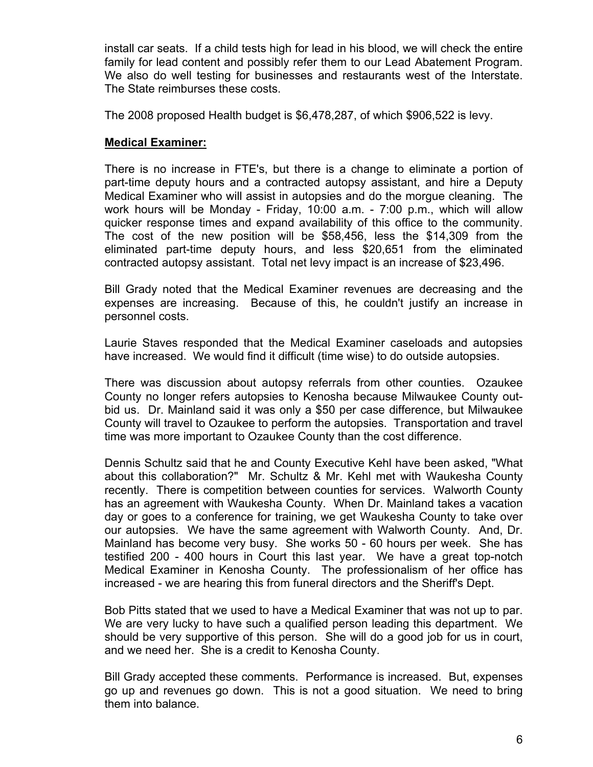install car seats. If a child tests high for lead in his blood, we will check the entire family for lead content and possibly refer them to our Lead Abatement Program. We also do well testing for businesses and restaurants west of the Interstate. The State reimburses these costs.

The 2008 proposed Health budget is $6,478,287, of which $906,522 is levy.

**Medical Examiner:**

There is no increase in FTE's, but there is a change to eliminate a portion of part-time deputy hours and a contracted autopsy assistant, and hire a Deputy Medical Examiner who will assist in autopsies and do the morgue cleaning. The work hours will be Monday - Friday, 10:00 a.m. - 7:00 p.m., which will allow quicker response times and expand availability of this office to the community. The cost of the new position will be $58,456, less the $14,309 from the eliminated part-time deputy hours, and less $20,651 from the eliminated contracted autopsy assistant. Total net levy impact is an increase of $23,496.

Bill Grady noted that the Medical Examiner revenues are decreasing and the expenses are increasing. Because of this, he couldn't justify an increase in personnel costs.

Laurie Staves responded that the Medical Examiner caseloads and autopsies have increased. We would find it difficult (time wise) to do outside autopsies.

There was discussion about autopsy referrals from other counties. Ozaukee County no longer refers autopsies to Kenosha because Milwaukee County out-bid us. Dr. Mainland said it was only a $50 per case difference, but Milwaukee County will travel to Ozaukee to perform the autopsies. Transportation and travel time was more important to Ozaukee County than the cost difference.

Dennis Schultz said that he and County Executive Kehl have been asked, "What about this collaboration?" Mr. Schultz & Mr. Kehl met with Waukesha County recently. There is competition between counties for services. Walworth County has an agreement with Waukesha County. When Dr. Mainland takes a vacation day or goes to a conference for training, we get Waukesha County to take over our autopsies. We have the same agreement with Walworth County. And, Dr. Mainland has become very busy. She works 50 - 60 hours per week. She has testified 200 - 400 hours in Court this last year. We have a great top-notch Medical Examiner in Kenosha County. The professionalism of her office has increased - we are hearing this from funeral directors and the Sheriff's Dept.

Bob Pitts stated that we used to have a Medical Examiner that was not up to par. We are very lucky to have such a qualified person leading this department. We should be very supportive of this person. She will do a good job for us in court, and we need her. She is a credit to Kenosha County.

Bill Grady accepted these comments. Performance is increased. But, expenses go up and revenues go down. This is not a good situation. We need to bring them into balance.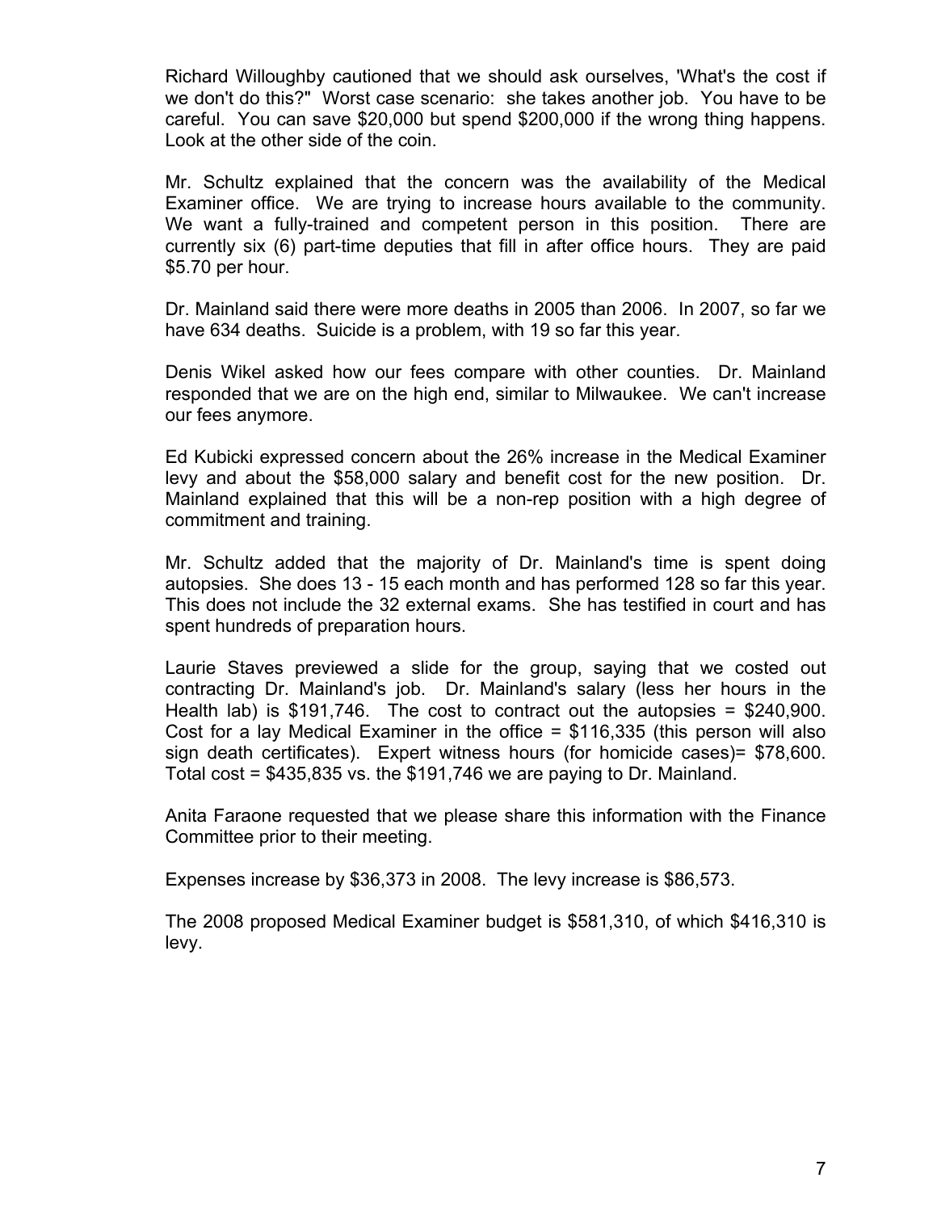Richard Willoughby cautioned that we should ask ourselves, 'What's the cost if we don't do this?" Worst case scenario: she takes another job. You have to be careful. You can save $20,000 but spend $200,000 if the wrong thing happens. Look at the other side of the coin.

Mr. Schultz explained that the concern was the availability of the Medical Examiner office. We are trying to increase hours available to the community. We want a fully-trained and competent person in this position. There are currently six (6) part-time deputies that fill in after office hours. They are paid $5.70 per hour.

Dr. Mainland said there were more deaths in 2005 than 2006. In 2007, so far we have 634 deaths. Suicide is a problem, with 19 so far this year.

Denis Wikel asked how our fees compare with other counties. Dr. Mainland responded that we are on the high end, similar to Milwaukee. We can't increase our fees anymore.

Ed Kubicki expressed concern about the 26% increase in the Medical Examiner levy and about the $58,000 salary and benefit cost for the new position. Dr. Mainland explained that this will be a non-rep position with a high degree of commitment and training.

Mr. Schultz added that the majority of Dr. Mainland's time is spent doing autopsies. She does 13 - 15 each month and has performed 128 so far this year. This does not include the 32 external exams. She has testified in court and has spent hundreds of preparation hours.

Laurie Staves previewed a slide for the group, saying that we costed out contracting Dr. Mainland's job. Dr. Mainland's salary (less her hours in the Health lab) is $191,746. The cost to contract out the autopsies = $240,900. Cost for a lay Medical Examiner in the office = $116,335 (this person will also sign death certificates). Expert witness hours (for homicide cases)= $78,600. Total cost = $435,835 vs. the $191,746 we are paying to Dr. Mainland.

Anita Faraone requested that we please share this information with the Finance Committee prior to their meeting.

Expenses increase by $36,373 in 2008. The levy increase is $86,573.

The 2008 proposed Medical Examiner budget is $581,310, of which $416,310 is levy.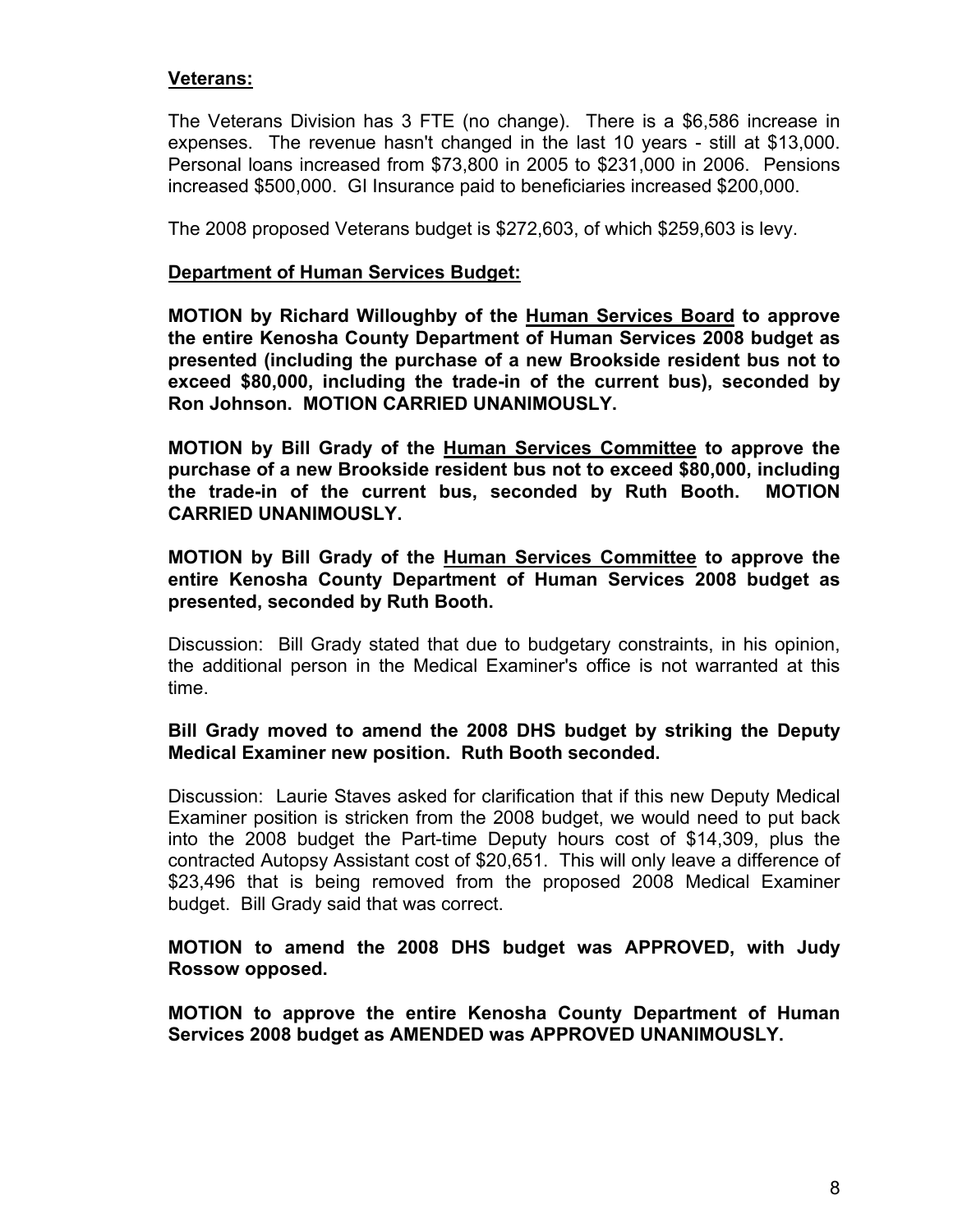**<u>Veterans:</u>**

The Veterans Division has 3 FTE (no change). There is a $6,586 increase in expenses. The revenue hasn't changed in the last 10 years - still at $13,000. Personal loans increased from $73,800 in 2005 to $231,000 in 2006. Pensions increased $500,000. GI Insurance paid to beneficiaries increased $200,000.

The 2008 proposed Veterans budget is $272,603, of which $259,603 is levy.

**<u>Department of Human Services Budget:</u>**

**MOTION by Richard Willoughby of the <u>Human Services Board</u> to approve the entire Kenosha County Department of Human Services 2008 budget as presented (including the purchase of a new Brookside resident bus not to exceed $80,000, including the trade-in of the current bus), seconded by Ron Johnson. MOTION CARRIED UNANIMOUSLY.**

**MOTION by Bill Grady of the <u>Human Services Committee</u> to approve the purchase of a new Brookside resident bus not to exceed $80,000, including the trade-in of the current bus, seconded by Ruth Booth. MOTION CARRIED UNANIMOUSLY.**

**MOTION by Bill Grady of the <u>Human Services Committee</u> to approve the entire Kenosha County Department of Human Services 2008 budget as presented, seconded by Ruth Booth.**

Discussion: Bill Grady stated that due to budgetary constraints, in his opinion, the additional person in the Medical Examiner's office is not warranted at this time.

**Bill Grady moved to amend the 2008 DHS budget by striking the Deputy Medical Examiner new position. Ruth Booth seconded.**

Discussion: Laurie Staves asked for clarification that if this new Deputy Medical Examiner position is stricken from the 2008 budget, we would need to put back into the 2008 budget the Part-time Deputy hours cost of $14,309, plus the contracted Autopsy Assistant cost of $20,651. This will only leave a difference of $23,496 that is being removed from the proposed 2008 Medical Examiner budget. Bill Grady said that was correct.

**MOTION to amend the 2008 DHS budget was APPROVED, with Judy Rossow opposed.**

**MOTION to approve the entire Kenosha County Department of Human Services 2008 budget as AMENDED was APPROVED UNANIMOUSLY.**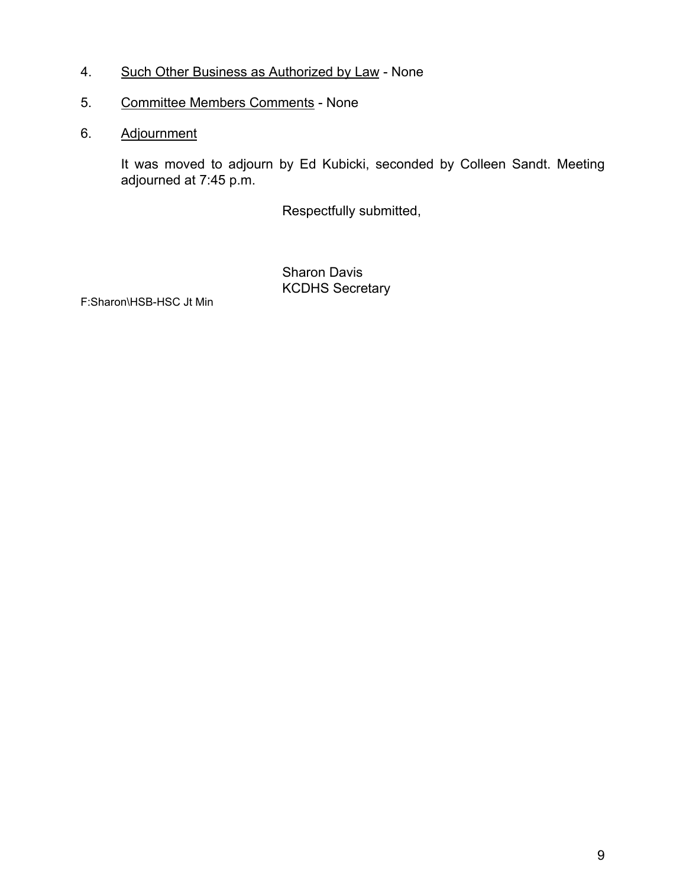4. <u>Such Other Business as Authorized by Law</u> - None

5. <u>Committee Members Comments</u> - None

6. <u>Adjournment</u>

   It was moved to adjourn by Ed Kubicki, seconded by Colleen Sandt. Meeting adjourned at 7:45 p.m.

Respectfully submitted,

Sharon Davis
KCDHS Secretary

F:Sharon\HSB-HSC Jt Min